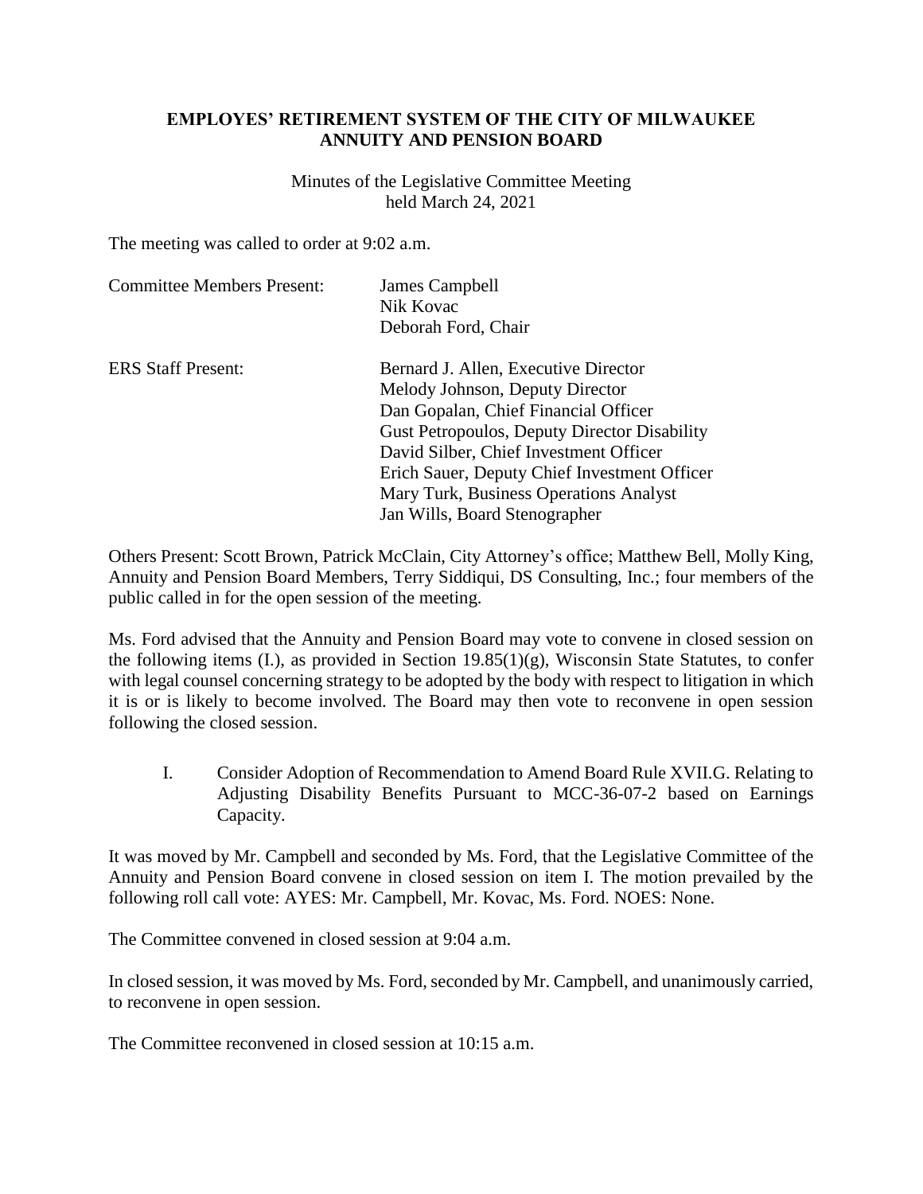**EMPLOYES' RETIREMENT SYSTEM OF THE CITY OF MILWAUKEE**
**ANNUITY AND PENSION BOARD**

Minutes of the Legislative Committee Meeting
held March 24, 2021

The meeting was called to order at 9:02 a.m.

Committee Members Present: James Campbell
Nik Kovac
Deborah Ford, Chair

ERS Staff Present: Bernard J. Allen, Executive Director
Melody Johnson, Deputy Director
Dan Gopalan, Chief Financial Officer
Gust Petropoulos, Deputy Director Disability
David Silber, Chief Investment Officer
Erich Sauer, Deputy Chief Investment Officer
Mary Turk, Business Operations Analyst
Jan Wills, Board Stenographer

Others Present: Scott Brown, Patrick McClain, City Attorney's office; Matthew Bell, Molly King, Annuity and Pension Board Members, Terry Siddiqui, DS Consulting, Inc.; four members of the public called in for the open session of the meeting.

Ms. Ford advised that the Annuity and Pension Board may vote to convene in closed session on the following items (I.), as provided in Section 19.85(1)(g), Wisconsin State Statutes, to confer with legal counsel concerning strategy to be adopted by the body with respect to litigation in which it is or is likely to become involved. The Board may then vote to reconvene in open session following the closed session.

I. Consider Adoption of Recommendation to Amend Board Rule XVII.G. Relating to Adjusting Disability Benefits Pursuant to MCC-36-07-2 based on Earnings Capacity.

It was moved by Mr. Campbell and seconded by Ms. Ford, that the Legislative Committee of the Annuity and Pension Board convene in closed session on item I. The motion prevailed by the following roll call vote: AYES: Mr. Campbell, Mr. Kovac, Ms. Ford. NOES: None.

The Committee convened in closed session at 9:04 a.m.

In closed session, it was moved by Ms. Ford, seconded by Mr. Campbell, and unanimously carried, to reconvene in open session.

The Committee reconvened in closed session at 10:15 a.m.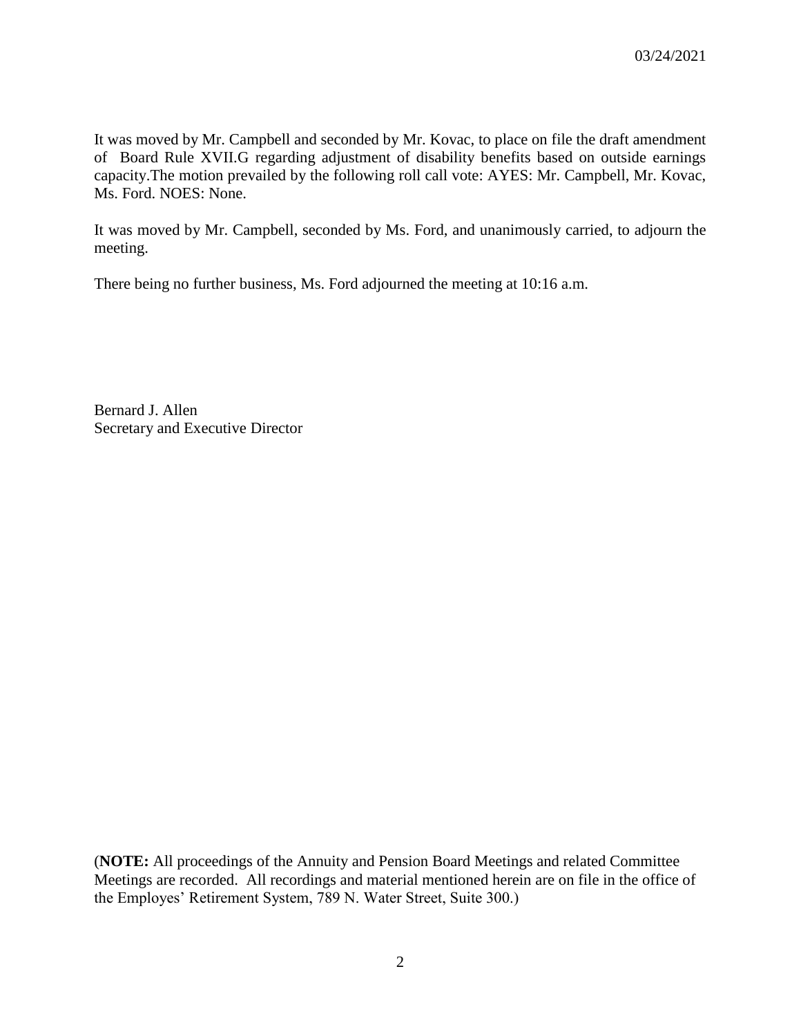It was moved by Mr. Campbell and seconded by Mr. Kovac, to place on file the draft amendment of Board Rule XVII.G regarding adjustment of disability benefits based on outside earnings capacity.The motion prevailed by the following roll call vote: AYES: Mr. Campbell, Mr. Kovac, Ms. Ford. NOES: None.

It was moved by Mr. Campbell, seconded by Ms. Ford, and unanimously carried, to adjourn the meeting.

There being no further business, Ms. Ford adjourned the meeting at 10:16 a.m.

Bernard J. Allen
Secretary and Executive Director

(**NOTE:** All proceedings of the Annuity and Pension Board Meetings and related Committee Meetings are recorded. All recordings and material mentioned herein are on file in the office of the Employes' Retirement System, 789 N. Water Street, Suite 300.)